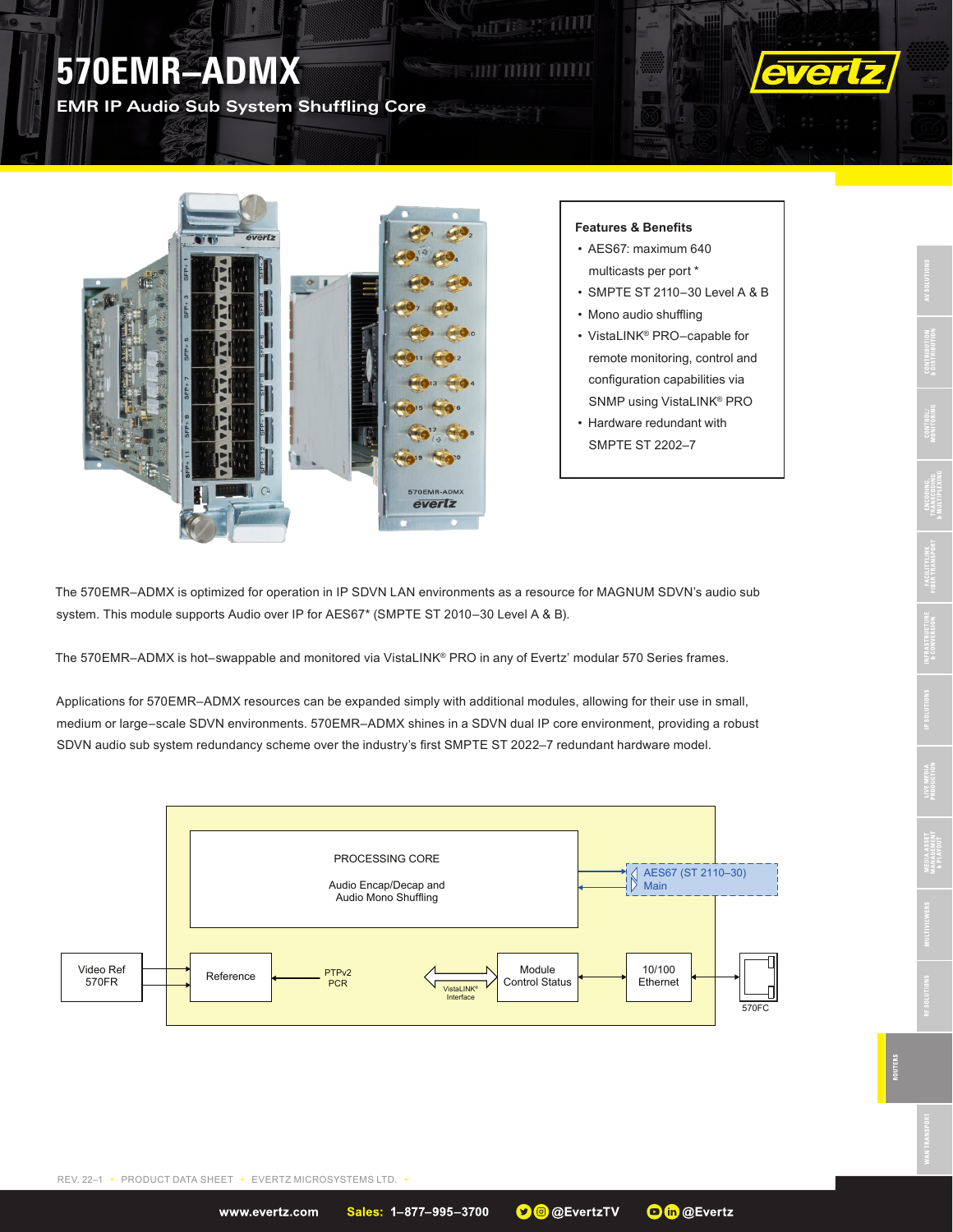# 570EMR–ADMX

## EMR IP Audio Sub System Shuffling Core

### Features & Benefits

- AES67: maximum 640 multicasts per port *
- SMPTE ST 2110–30 Level A & B
- Mono audio shuffling
- VistaLINK® PRO–capable for remote monitoring, control and configuration capabilities via SNMP using VistaLINK® PRO
- Hardware redundant with SMPTE ST 2202–7

The 570EMR–ADMX is optimized for operation in IP SDVN LAN environments as a resource for MAGNUM SDVN's audio sub system. This module supports Audio over IP for AES67* (SMPTE ST 2010–30 Level A & B).

The 570EMR–ADMX is hot–swappable and monitored via VistaLINK® PRO in any of Evertz' modular 570 Series frames.

Applications for 570EMR–ADMX resources can be expanded simply with additional modules, allowing for their use in small, medium or large–scale SDVN environments. 570EMR–ADMX shines in a SDVN dual IP core environment, providing a robust SDVN audio sub system redundancy scheme over the industry's first SMPTE ST 2022–7 redundant hardware model.

PROCESSING CORE

Audio Encap/Decap and Audio Mono Shuffling

AES67 (ST 2110–30) Main

Video Ref 570FR

Reference

PTPv2 PCR

VistaLINK® Interface

Module Control Status

10/100 Ethernet

570FC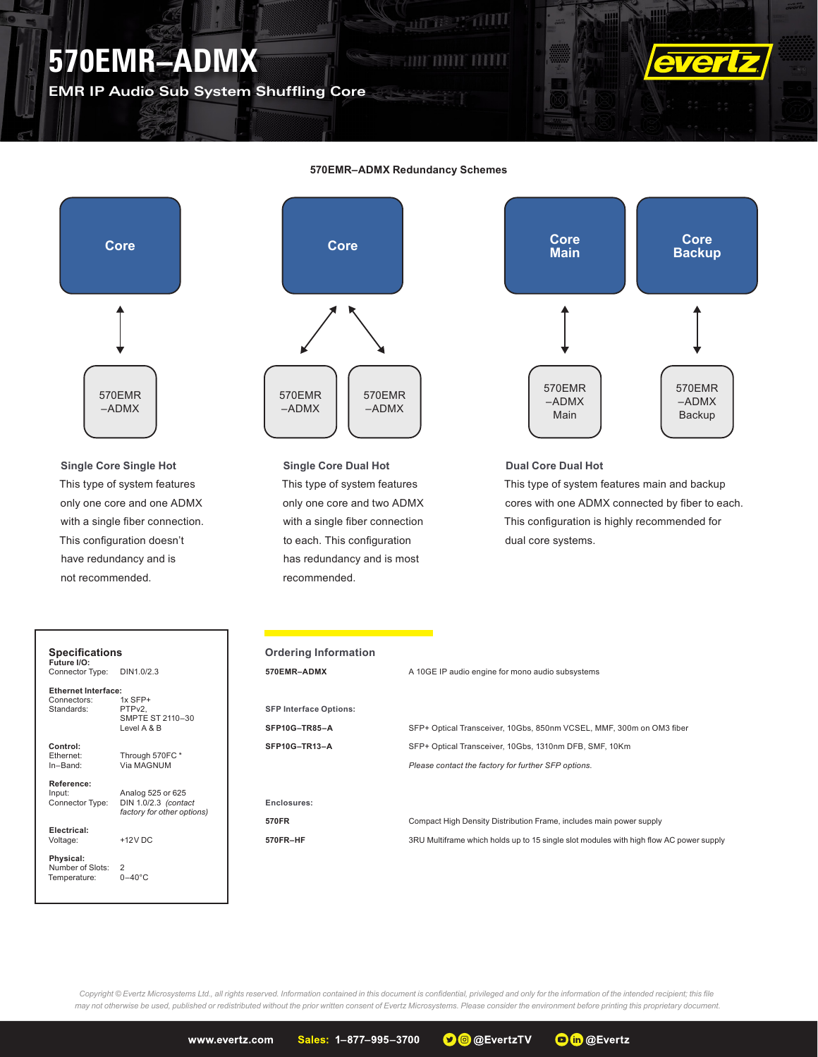# 570EMR–ADMX

EMR IP Audio Sub System Shuffling Core

## 570EMR–ADMX Redundancy Schemes

Core

570EMR –ADMX

Core

570EMR –ADMX

570EMR –ADMX

Core Main

Core Backup

570EMR –ADMX Main

570EMR –ADMX Backup

**Single Core Single Hot**

This type of system features only one core and one ADMX with a single fiber connection. This configuration doesn't have redundancy and is not recommended.

**Single Core Dual Hot**

This type of system features only one core and two ADMX with a single fiber connection to each. This configuration has redundancy and is most recommended.

**Dual Core Dual Hot**

This type of system features main and backup cores with one ADMX connected by fiber to each. This configuration is highly recommended for dual core systems.

## Specifications

**Future I/O:**
Connector Type: DIN1.0/2.3

**Ethernet Interface:**
Connectors: 1x SFP+
Standards: PTPv2, SMPTE ST 2110–30 Level A & B

**Control:**
Ethernet: Through 570FC *
In–Band: Via MAGNUM

**Reference:**
Input: Analog 525 or 625
Connector Type: DIN 1.0/2.3 *(contact factory for other options)*

**Electrical:**
Voltage: +12V DC

**Physical:**
Number of Slots: 2
Temperature: 0–40°C

## Ordering Information

| | |
|---|---|
| **570EMR–ADMX** | A 10GE IP audio engine for mono audio subsystems |
| **SFP Interface Options:** | |
| **SFP10G–TR85–A** | SFP+ Optical Transceiver, 10Gbs, 850nm VCSEL, MMF, 300m on OM3 fiber |
| **SFP10G–TR13–A** | SFP+ Optical Transceiver, 10Gbs, 1310nm DFB, SMF, 10Km |
| | *Please contact the factory for further SFP options.* |
| **Enclosures:** | |
| **570FR** | Compact High Density Distribution Frame, includes main power supply |
| **570FR–HF** | 3RU Multiframe which holds up to 15 single slot modules with high flow AC power supply |

*Copyright © Evertz Microsystems Ltd., all rights reserved. Information contained in this document is confidential, privileged and only for the information of the intended recipient; this file may not otherwise be used, published or redistributed without the prior written consent of Evertz Microsystems. Please consider the environment before printing this proprietary document.*

www.evertz.com Sales: 1–877–995–3700 @EvertzTV @Evertz